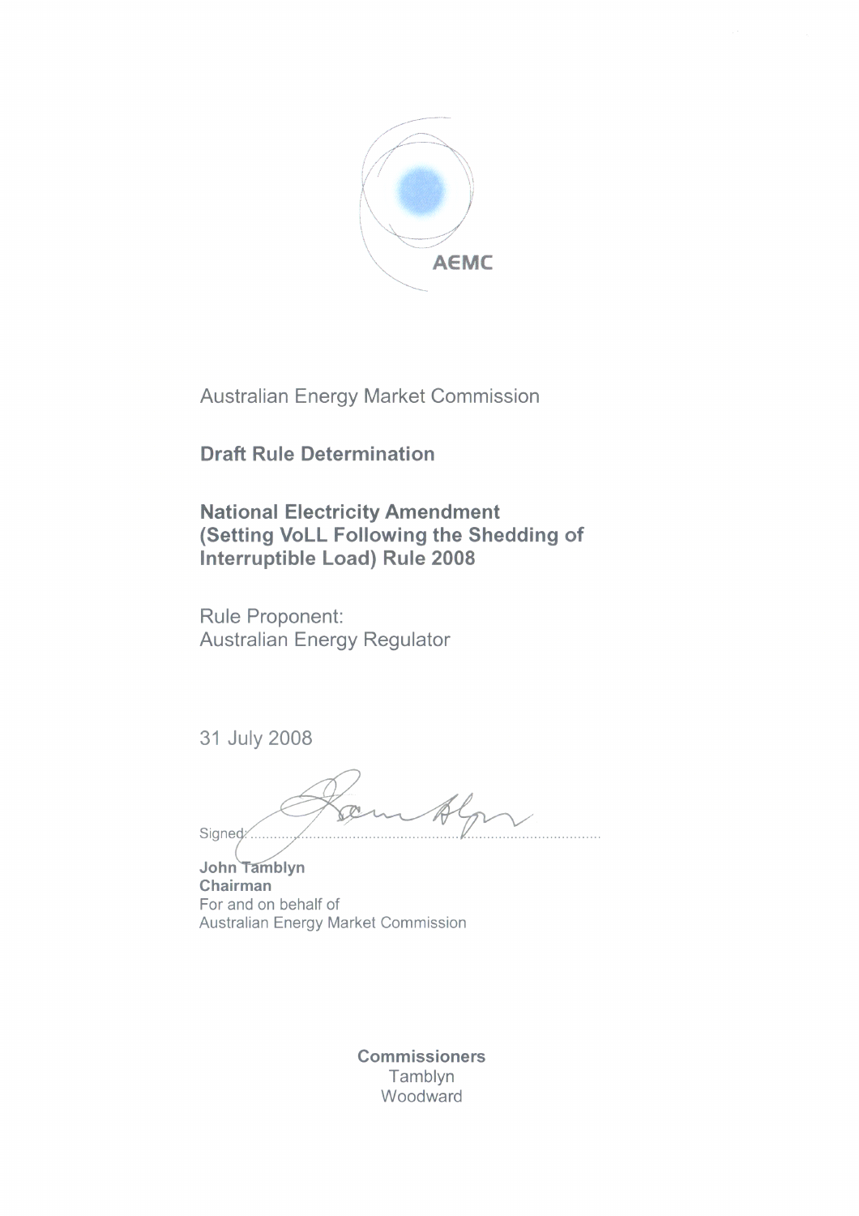AEMC

Australian Energy Market Commission

**Draft Rule Determination**

**National Electricity Amendment (Setting VoLL Following the Shedding of Interruptible Load) Rule 2008**

Rule Proponent:
Australian Energy Regulator

31 July 2008

Signed: ..........................................................................................

**John Tamblyn**
**Chairman**
For and on behalf of
Australian Energy Market Commission

**Commissioners**
Tamblyn
Woodward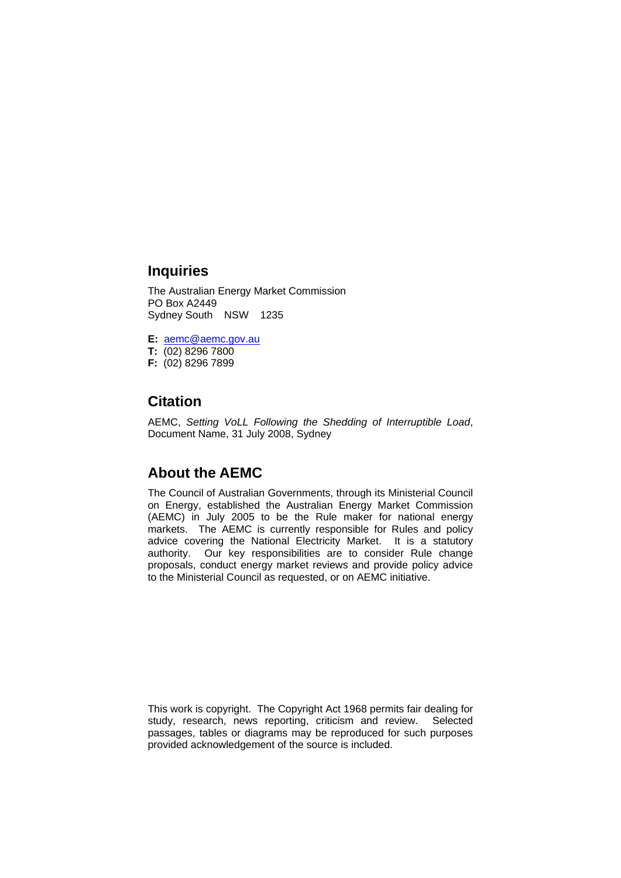## Inquiries

The Australian Energy Market Commission
PO Box A2449
Sydney South NSW 1235

**E:** aemc@aemc.gov.au
**T:** (02) 8296 7800
**F:** (02) 8296 7899

## Citation

AEMC, *Setting VoLL Following the Shedding of Interruptible Load*, Document Name, 31 July 2008, Sydney

## About the AEMC

The Council of Australian Governments, through its Ministerial Council on Energy, established the Australian Energy Market Commission (AEMC) in July 2005 to be the Rule maker for national energy markets. The AEMC is currently responsible for Rules and policy advice covering the National Electricity Market. It is a statutory authority. Our key responsibilities are to consider Rule change proposals, conduct energy market reviews and provide policy advice to the Ministerial Council as requested, or on AEMC initiative.

This work is copyright. The Copyright Act 1968 permits fair dealing for study, research, news reporting, criticism and review. Selected passages, tables or diagrams may be reproduced for such purposes provided acknowledgement of the source is included.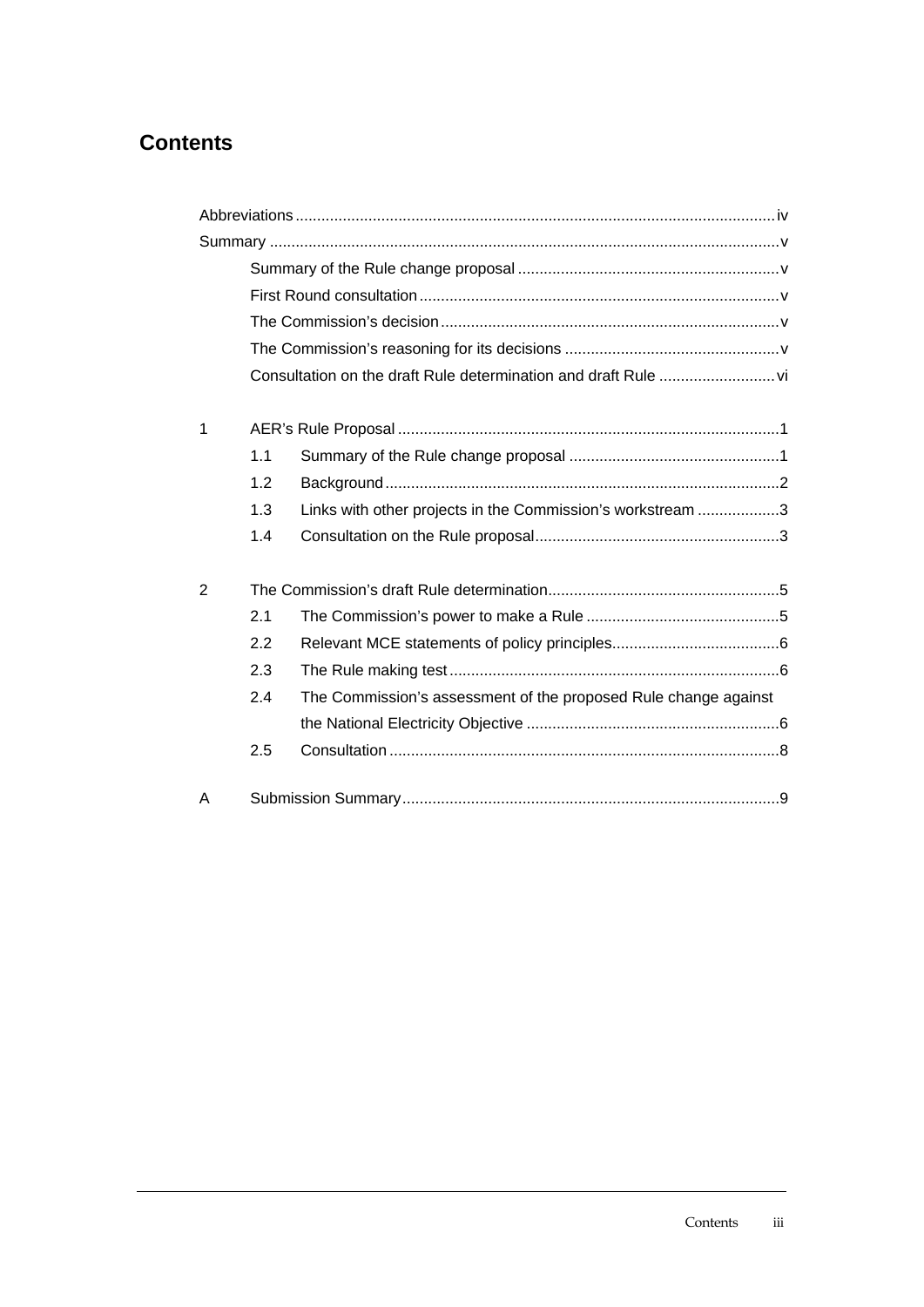## Contents

Abbreviations .............................................................................................................. iv

Summary ..................................................................................................................... v

- Summary of the Rule change proposal ............................................................ v
- First Round consultation .................................................................................. v
- The Commission's decision .............................................................................. v
- The Commission's reasoning for its decisions ................................................. v
- Consultation on the draft Rule determination and draft Rule ........................... vi

1 AER's Rule Proposal ........................................................................................ 1

- 1.1 Summary of the Rule change proposal ................................................. 1
- 1.2 Background ........................................................................................... 2
- 1.3 Links with other projects in the Commission's workstream ................... 3
- 1.4 Consultation on the Rule proposal ......................................................... 3

2 The Commission's draft Rule determination ..................................................... 5

- 2.1 The Commission's power to make a Rule ............................................. 5
- 2.2 Relevant MCE statements of policy principles ...................................... 6
- 2.3 The Rule making test ............................................................................ 6
- 2.4 The Commission's assessment of the proposed Rule change against the National Electricity Objective ........................................................... 6
- 2.5 Consultation .......................................................................................... 8

A Submission Summary ....................................................................................... 9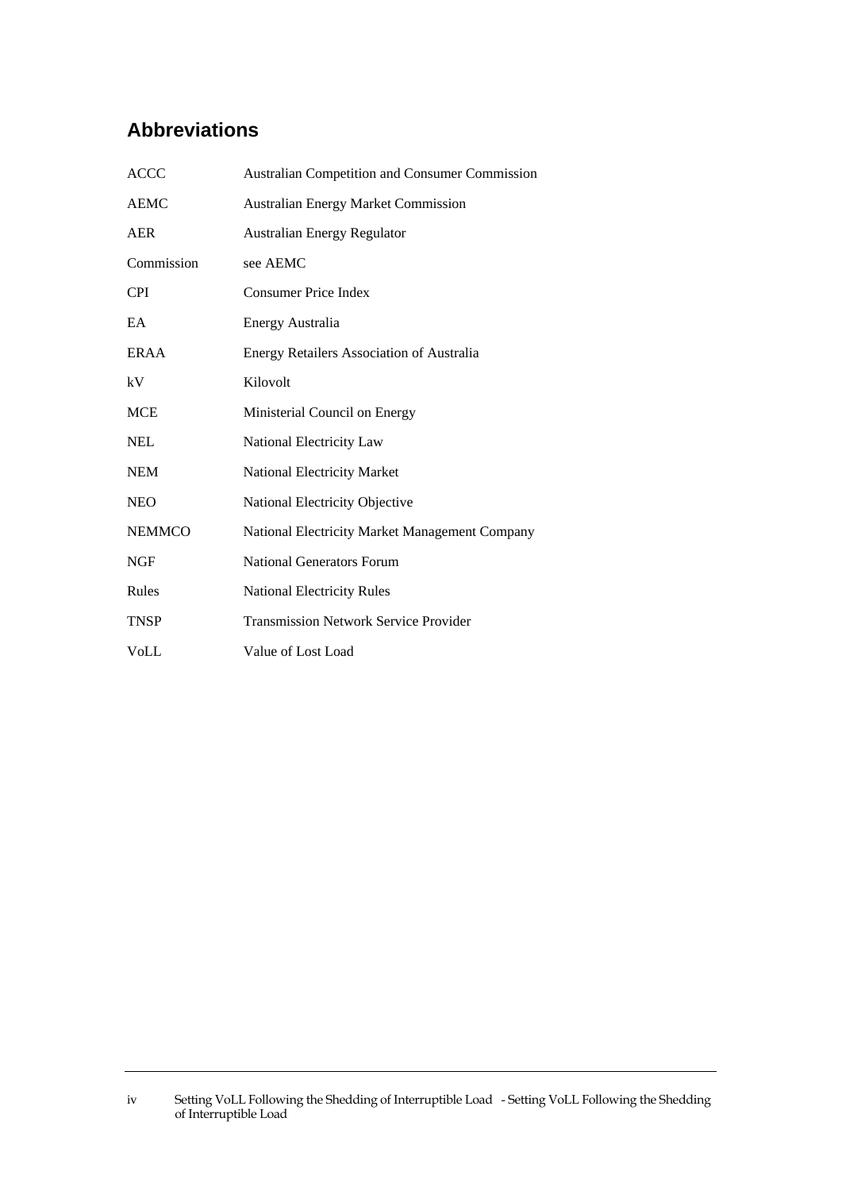## Abbreviations

| | |
|---|---|
| ACCC | Australian Competition and Consumer Commission |
| AEMC | Australian Energy Market Commission |
| AER | Australian Energy Regulator |
| Commission | see AEMC |
| CPI | Consumer Price Index |
| EA | Energy Australia |
| ERAA | Energy Retailers Association of Australia |
| kV | Kilovolt |
| MCE | Ministerial Council on Energy |
| NEL | National Electricity Law |
| NEM | National Electricity Market |
| NEO | National Electricity Objective |
| NEMMCO | National Electricity Market Management Company |
| NGF | National Generators Forum |
| Rules | National Electricity Rules |
| TNSP | Transmission Network Service Provider |
| VoLL | Value of Lost Load |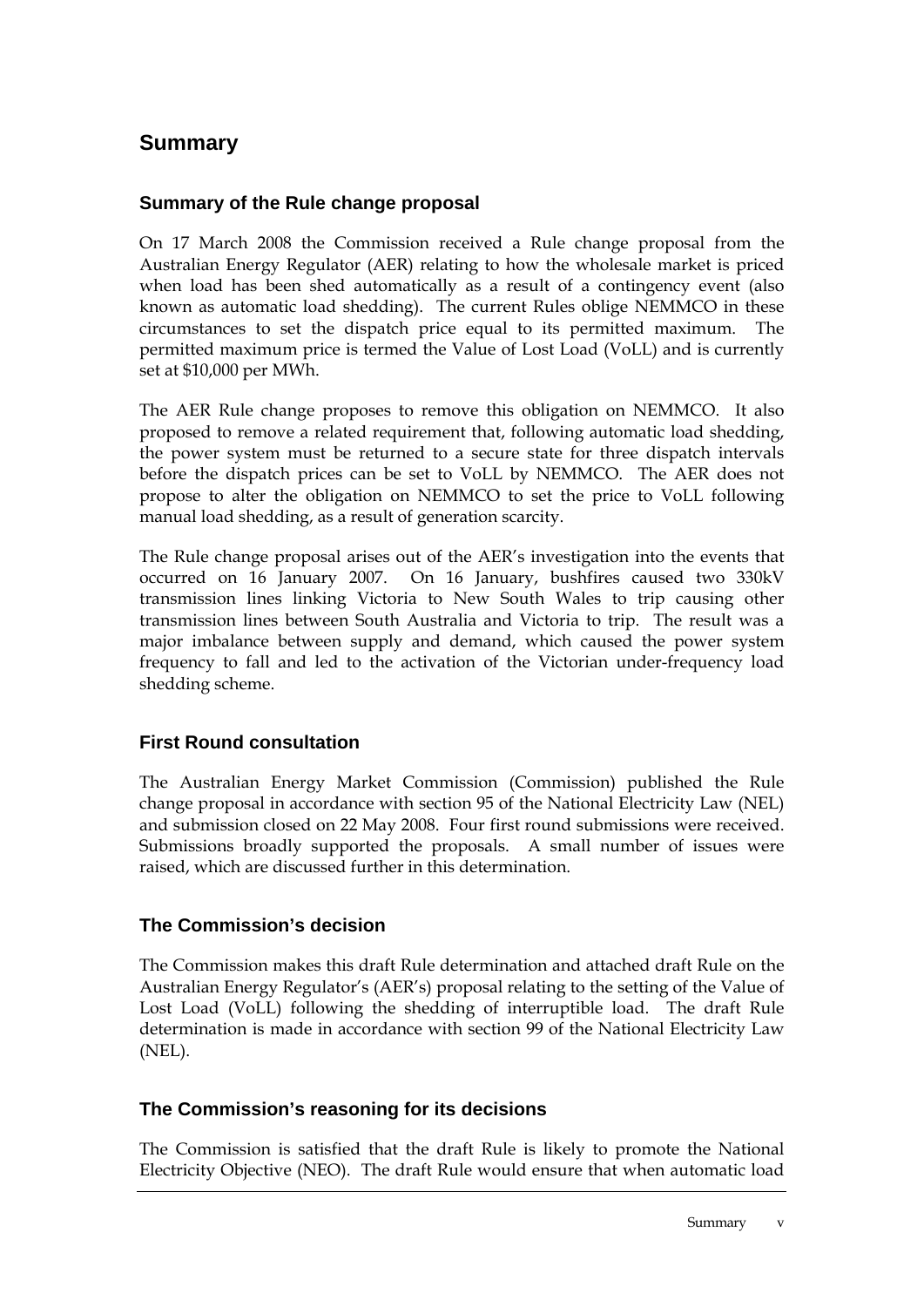## Summary

### Summary of the Rule change proposal

On 17 March 2008 the Commission received a Rule change proposal from the Australian Energy Regulator (AER) relating to how the wholesale market is priced when load has been shed automatically as a result of a contingency event (also known as automatic load shedding). The current Rules oblige NEMMCO in these circumstances to set the dispatch price equal to its permitted maximum. The permitted maximum price is termed the Value of Lost Load (VoLL) and is currently set at $10,000 per MWh.

The AER Rule change proposes to remove this obligation on NEMMCO. It also proposed to remove a related requirement that, following automatic load shedding, the power system must be returned to a secure state for three dispatch intervals before the dispatch prices can be set to VoLL by NEMMCO. The AER does not propose to alter the obligation on NEMMCO to set the price to VoLL following manual load shedding, as a result of generation scarcity.

The Rule change proposal arises out of the AER's investigation into the events that occurred on 16 January 2007. On 16 January, bushfires caused two 330kV transmission lines linking Victoria to New South Wales to trip causing other transmission lines between South Australia and Victoria to trip. The result was a major imbalance between supply and demand, which caused the power system frequency to fall and led to the activation of the Victorian under-frequency load shedding scheme.

### First Round consultation

The Australian Energy Market Commission (Commission) published the Rule change proposal in accordance with section 95 of the National Electricity Law (NEL) and submission closed on 22 May 2008. Four first round submissions were received. Submissions broadly supported the proposals. A small number of issues were raised, which are discussed further in this determination.

### The Commission's decision

The Commission makes this draft Rule determination and attached draft Rule on the Australian Energy Regulator's (AER's) proposal relating to the setting of the Value of Lost Load (VoLL) following the shedding of interruptible load. The draft Rule determination is made in accordance with section 99 of the National Electricity Law (NEL).

### The Commission's reasoning for its decisions

The Commission is satisfied that the draft Rule is likely to promote the National Electricity Objective (NEO). The draft Rule would ensure that when automatic load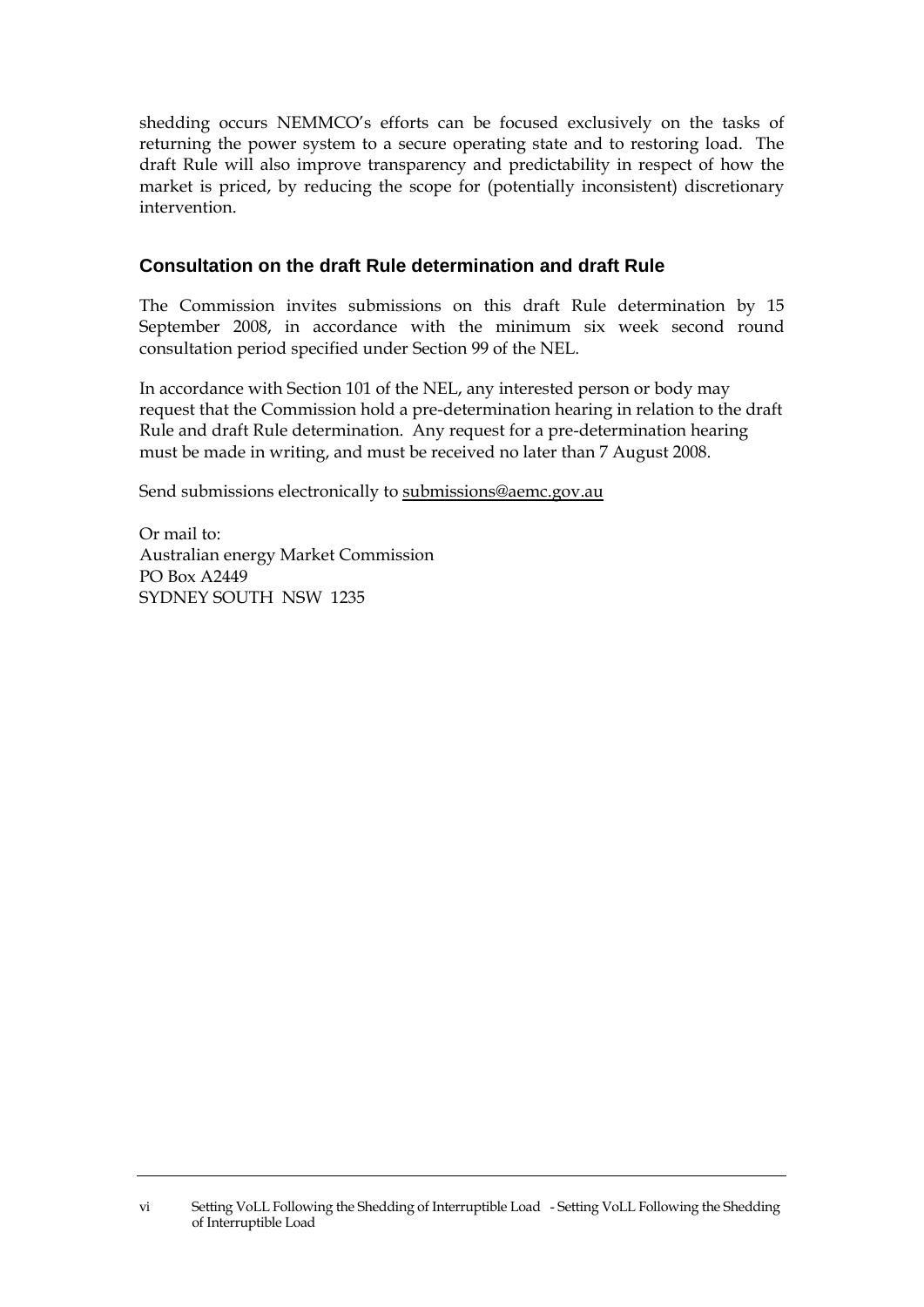shedding occurs NEMMCO's efforts can be focused exclusively on the tasks of returning the power system to a secure operating state and to restoring load. The draft Rule will also improve transparency and predictability in respect of how the market is priced, by reducing the scope for (potentially inconsistent) discretionary intervention.

## Consultation on the draft Rule determination and draft Rule

The Commission invites submissions on this draft Rule determination by 15 September 2008, in accordance with the minimum six week second round consultation period specified under Section 99 of the NEL.

In accordance with Section 101 of the NEL, any interested person or body may request that the Commission hold a pre-determination hearing in relation to the draft Rule and draft Rule determination. Any request for a pre-determination hearing must be made in writing, and must be received no later than 7 August 2008.

Send submissions electronically to submissions@aemc.gov.au

Or mail to:
Australian energy Market Commission
PO Box A2449
SYDNEY SOUTH NSW 1235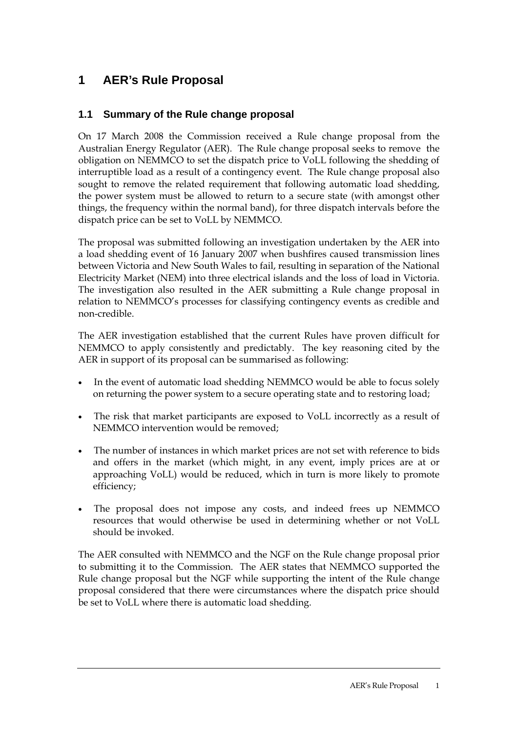# 1 AER's Rule Proposal

## 1.1 Summary of the Rule change proposal

On 17 March 2008 the Commission received a Rule change proposal from the Australian Energy Regulator (AER). The Rule change proposal seeks to remove the obligation on NEMMCO to set the dispatch price to VoLL following the shedding of interruptible load as a result of a contingency event. The Rule change proposal also sought to remove the related requirement that following automatic load shedding, the power system must be allowed to return to a secure state (with amongst other things, the frequency within the normal band), for three dispatch intervals before the dispatch price can be set to VoLL by NEMMCO.

The proposal was submitted following an investigation undertaken by the AER into a load shedding event of 16 January 2007 when bushfires caused transmission lines between Victoria and New South Wales to fail, resulting in separation of the National Electricity Market (NEM) into three electrical islands and the loss of load in Victoria. The investigation also resulted in the AER submitting a Rule change proposal in relation to NEMMCO's processes for classifying contingency events as credible and non-credible.

The AER investigation established that the current Rules have proven difficult for NEMMCO to apply consistently and predictably. The key reasoning cited by the AER in support of its proposal can be summarised as following:

- In the event of automatic load shedding NEMMCO would be able to focus solely on returning the power system to a secure operating state and to restoring load;
- The risk that market participants are exposed to VoLL incorrectly as a result of NEMMCO intervention would be removed;
- The number of instances in which market prices are not set with reference to bids and offers in the market (which might, in any event, imply prices are at or approaching VoLL) would be reduced, which in turn is more likely to promote efficiency;
- The proposal does not impose any costs, and indeed frees up NEMMCO resources that would otherwise be used in determining whether or not VoLL should be invoked.

The AER consulted with NEMMCO and the NGF on the Rule change proposal prior to submitting it to the Commission. The AER states that NEMMCO supported the Rule change proposal but the NGF while supporting the intent of the Rule change proposal considered that there were circumstances where the dispatch price should be set to VoLL where there is automatic load shedding.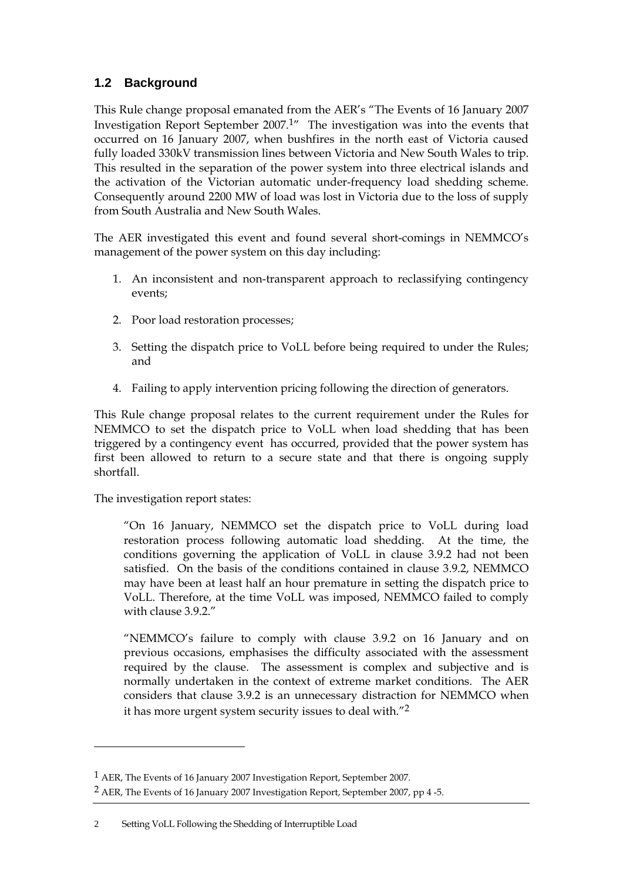## 1.2 Background

This Rule change proposal emanated from the AER's "The Events of 16 January 2007 Investigation Report September 2007.[1]" The investigation was into the events that occurred on 16 January 2007, when bushfires in the north east of Victoria caused fully loaded 330kV transmission lines between Victoria and New South Wales to trip. This resulted in the separation of the power system into three electrical islands and the activation of the Victorian automatic under-frequency load shedding scheme. Consequently around 2200 MW of load was lost in Victoria due to the loss of supply from South Australia and New South Wales.

The AER investigated this event and found several short-comings in NEMMCO's management of the power system on this day including:

1. An inconsistent and non-transparent approach to reclassifying contingency events;
2. Poor load restoration processes;
3. Setting the dispatch price to VoLL before being required to under the Rules; and
4. Failing to apply intervention pricing following the direction of generators.

This Rule change proposal relates to the current requirement under the Rules for NEMMCO to set the dispatch price to VoLL when load shedding that has been triggered by a contingency event has occurred, provided that the power system has first been allowed to return to a secure state and that there is ongoing supply shortfall.

The investigation report states:

> "On 16 January, NEMMCO set the dispatch price to VoLL during load restoration process following automatic load shedding. At the time, the conditions governing the application of VoLL in clause 3.9.2 had not been satisfied. On the basis of the conditions contained in clause 3.9.2, NEMMCO may have been at least half an hour premature in setting the dispatch price to VoLL. Therefore, at the time VoLL was imposed, NEMMCO failed to comply with clause 3.9.2."
>
> "NEMMCO's failure to comply with clause 3.9.2 on 16 January and on previous occasions, emphasises the difficulty associated with the assessment required by the clause. The assessment is complex and subjective and is normally undertaken in the context of extreme market conditions. The AER considers that clause 3.9.2 is an unnecessary distraction for NEMMCO when it has more urgent system security issues to deal with."[2]

---

[1] AER, The Events of 16 January 2007 Investigation Report, September 2007.

[2] AER, The Events of 16 January 2007 Investigation Report, September 2007, pp 4 -5.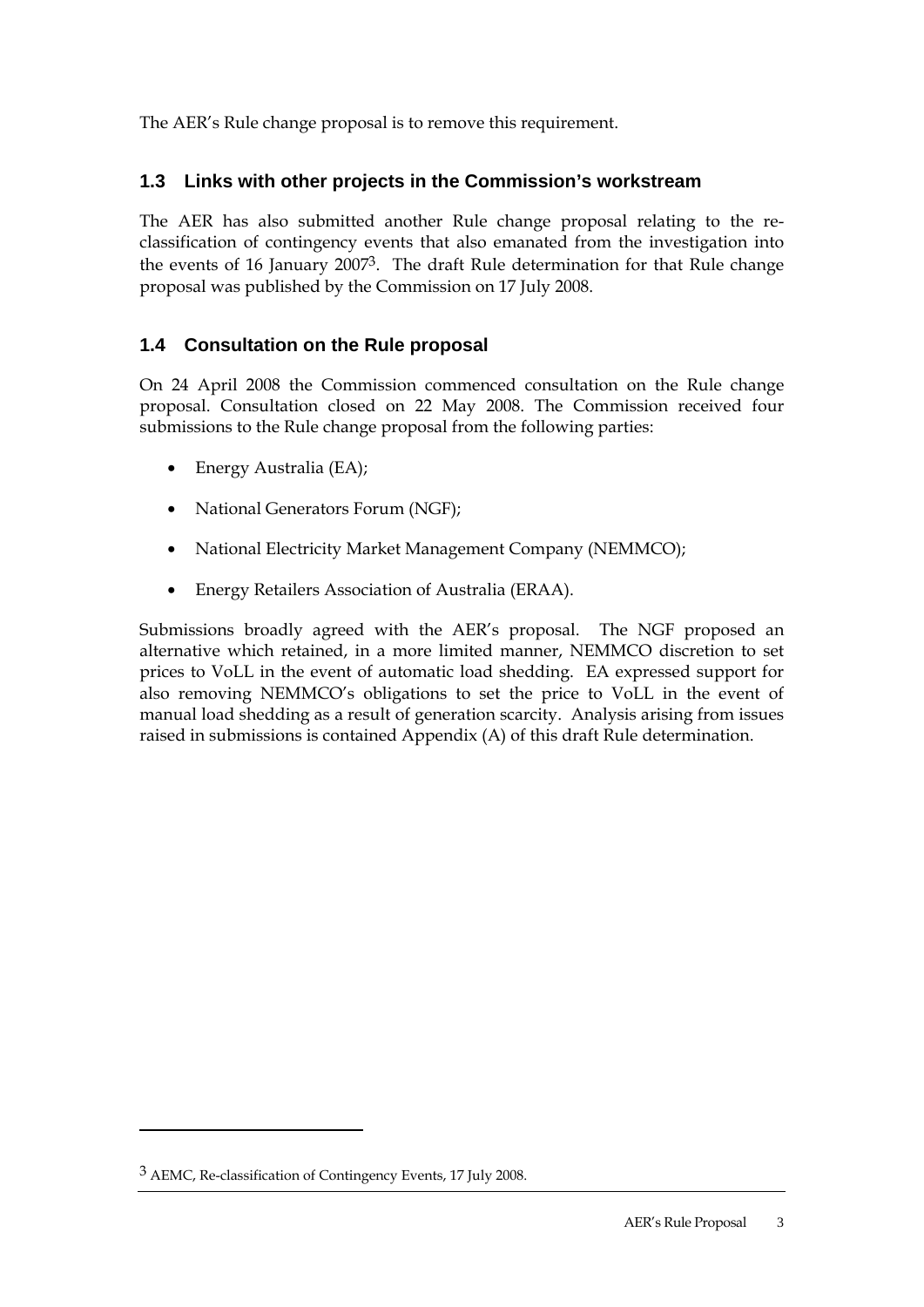The AER's Rule change proposal is to remove this requirement.

## 1.3 Links with other projects in the Commission's workstream

The AER has also submitted another Rule change proposal relating to the re-classification of contingency events that also emanated from the investigation into the events of 16 January 2007[3]. The draft Rule determination for that Rule change proposal was published by the Commission on 17 July 2008.

## 1.4 Consultation on the Rule proposal

On 24 April 2008 the Commission commenced consultation on the Rule change proposal. Consultation closed on 22 May 2008. The Commission received four submissions to the Rule change proposal from the following parties:

- Energy Australia (EA);
- National Generators Forum (NGF);
- National Electricity Market Management Company (NEMMCO);
- Energy Retailers Association of Australia (ERAA).

Submissions broadly agreed with the AER's proposal. The NGF proposed an alternative which retained, in a more limited manner, NEMMCO discretion to set prices to VoLL in the event of automatic load shedding. EA expressed support for also removing NEMMCO's obligations to set the price to VoLL in the event of manual load shedding as a result of generation scarcity. Analysis arising from issues raised in submissions is contained Appendix (A) of this draft Rule determination.

---

[3] AEMC, Re-classification of Contingency Events, 17 July 2008.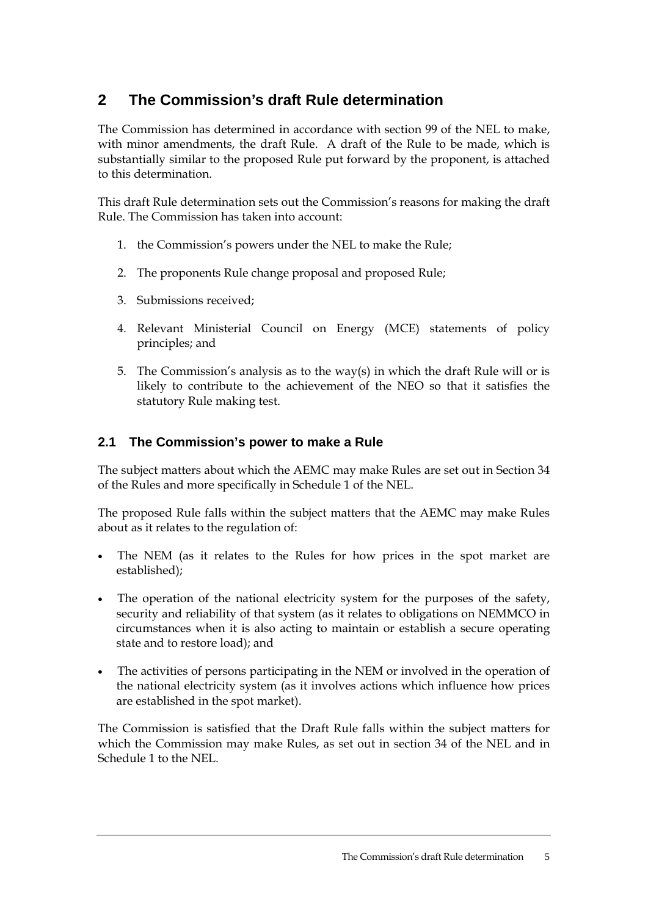# 2 The Commission's draft Rule determination

The Commission has determined in accordance with section 99 of the NEL to make, with minor amendments, the draft Rule. A draft of the Rule to be made, which is substantially similar to the proposed Rule put forward by the proponent, is attached to this determination.

This draft Rule determination sets out the Commission's reasons for making the draft Rule. The Commission has taken into account:

1. the Commission's powers under the NEL to make the Rule;
2. The proponents Rule change proposal and proposed Rule;
3. Submissions received;
4. Relevant Ministerial Council on Energy (MCE) statements of policy principles; and
5. The Commission's analysis as to the way(s) in which the draft Rule will or is likely to contribute to the achievement of the NEO so that it satisfies the statutory Rule making test.

## 2.1 The Commission's power to make a Rule

The subject matters about which the AEMC may make Rules are set out in Section 34 of the Rules and more specifically in Schedule 1 of the NEL.

The proposed Rule falls within the subject matters that the AEMC may make Rules about as it relates to the regulation of:

- The NEM (as it relates to the Rules for how prices in the spot market are established);
- The operation of the national electricity system for the purposes of the safety, security and reliability of that system (as it relates to obligations on NEMMCO in circumstances when it is also acting to maintain or establish a secure operating state and to restore load); and
- The activities of persons participating in the NEM or involved in the operation of the national electricity system (as it involves actions which influence how prices are established in the spot market).

The Commission is satisfied that the Draft Rule falls within the subject matters for which the Commission may make Rules, as set out in section 34 of the NEL and in Schedule 1 to the NEL.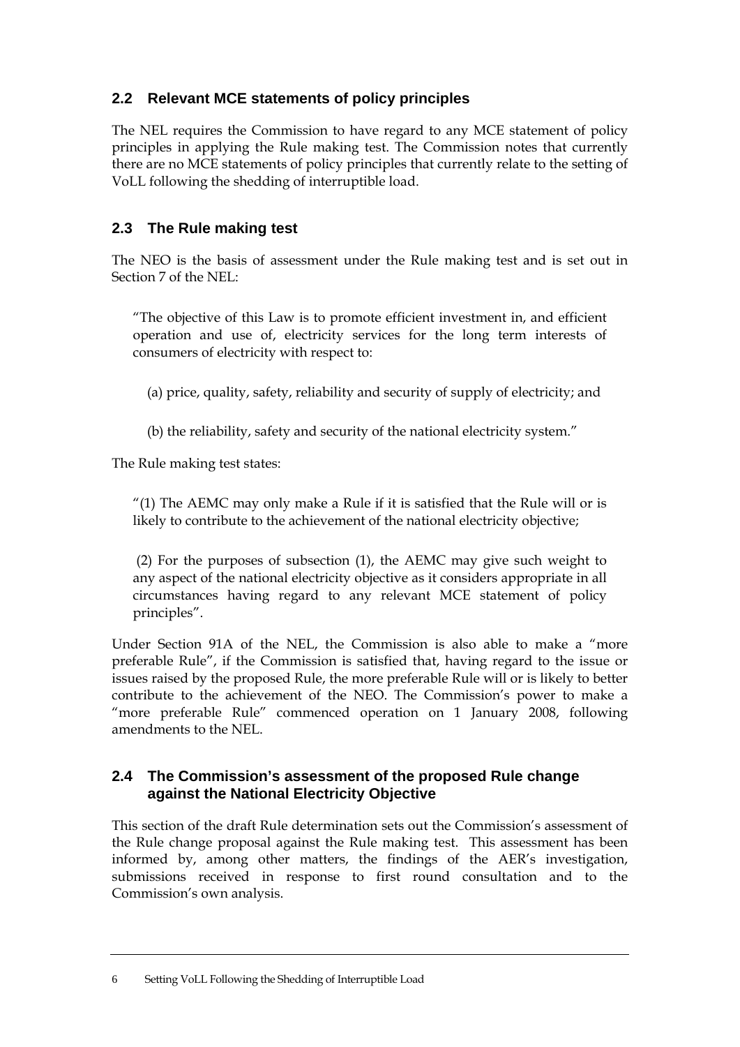## 2.2 Relevant MCE statements of policy principles

The NEL requires the Commission to have regard to any MCE statement of policy principles in applying the Rule making test. The Commission notes that currently there are no MCE statements of policy principles that currently relate to the setting of VoLL following the shedding of interruptible load.

## 2.3 The Rule making test

The NEO is the basis of assessment under the Rule making test and is set out in Section 7 of the NEL:

> "The objective of this Law is to promote efficient investment in, and efficient operation and use of, electricity services for the long term interests of consumers of electricity with respect to:
>
> (a) price, quality, safety, reliability and security of supply of electricity; and
>
> (b) the reliability, safety and security of the national electricity system."

The Rule making test states:

> "(1) The AEMC may only make a Rule if it is satisfied that the Rule will or is likely to contribute to the achievement of the national electricity objective;
>
> (2) For the purposes of subsection (1), the AEMC may give such weight to any aspect of the national electricity objective as it considers appropriate in all circumstances having regard to any relevant MCE statement of policy principles".

Under Section 91A of the NEL, the Commission is also able to make a "more preferable Rule", if the Commission is satisfied that, having regard to the issue or issues raised by the proposed Rule, the more preferable Rule will or is likely to better contribute to the achievement of the NEO. The Commission's power to make a "more preferable Rule" commenced operation on 1 January 2008, following amendments to the NEL.

## 2.4 The Commission's assessment of the proposed Rule change against the National Electricity Objective

This section of the draft Rule determination sets out the Commission's assessment of the Rule change proposal against the Rule making test. This assessment has been informed by, among other matters, the findings of the AER's investigation, submissions received in response to first round consultation and to the Commission's own analysis.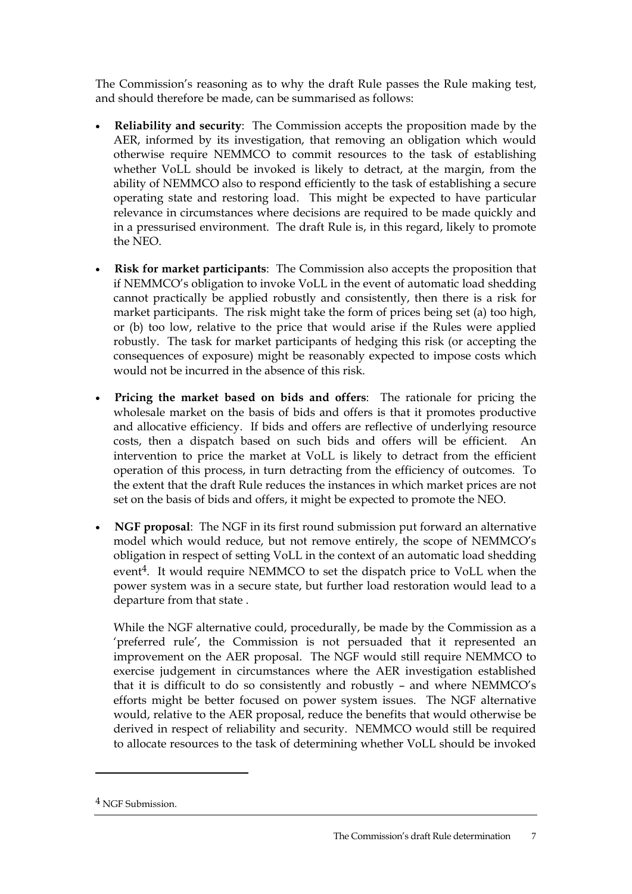The Commission's reasoning as to why the draft Rule passes the Rule making test, and should therefore be made, can be summarised as follows:

- **Reliability and security**: The Commission accepts the proposition made by the AER, informed by its investigation, that removing an obligation which would otherwise require NEMMCO to commit resources to the task of establishing whether VoLL should be invoked is likely to detract, at the margin, from the ability of NEMMCO also to respond efficiently to the task of establishing a secure operating state and restoring load. This might be expected to have particular relevance in circumstances where decisions are required to be made quickly and in a pressurised environment. The draft Rule is, in this regard, likely to promote the NEO.

- **Risk for market participants**: The Commission also accepts the proposition that if NEMMCO's obligation to invoke VoLL in the event of automatic load shedding cannot practically be applied robustly and consistently, then there is a risk for market participants. The risk might take the form of prices being set (a) too high, or (b) too low, relative to the price that would arise if the Rules were applied robustly. The task for market participants of hedging this risk (or accepting the consequences of exposure) might be reasonably expected to impose costs which would not be incurred in the absence of this risk.

- **Pricing the market based on bids and offers**: The rationale for pricing the wholesale market on the basis of bids and offers is that it promotes productive and allocative efficiency. If bids and offers are reflective of underlying resource costs, then a dispatch based on such bids and offers will be efficient. An intervention to price the market at VoLL is likely to detract from the efficient operation of this process, in turn detracting from the efficiency of outcomes. To the extent that the draft Rule reduces the instances in which market prices are not set on the basis of bids and offers, it might be expected to promote the NEO.

- **NGF proposal**: The NGF in its first round submission put forward an alternative model which would reduce, but not remove entirely, the scope of NEMMCO's obligation in respect of setting VoLL in the context of an automatic load shedding event[4]. It would require NEMMCO to set the dispatch price to VoLL when the power system was in a secure state, but further load restoration would lead to a departure from that state .

  While the NGF alternative could, procedurally, be made by the Commission as a 'preferred rule', the Commission is not persuaded that it represented an improvement on the AER proposal. The NGF would still require NEMMCO to exercise judgement in circumstances where the AER investigation established that it is difficult to do so consistently and robustly – and where NEMMCO's efforts might be better focused on power system issues. The NGF alternative would, relative to the AER proposal, reduce the benefits that would otherwise be derived in respect of reliability and security. NEMMCO would still be required to allocate resources to the task of determining whether VoLL should be invoked

[4] NGF Submission.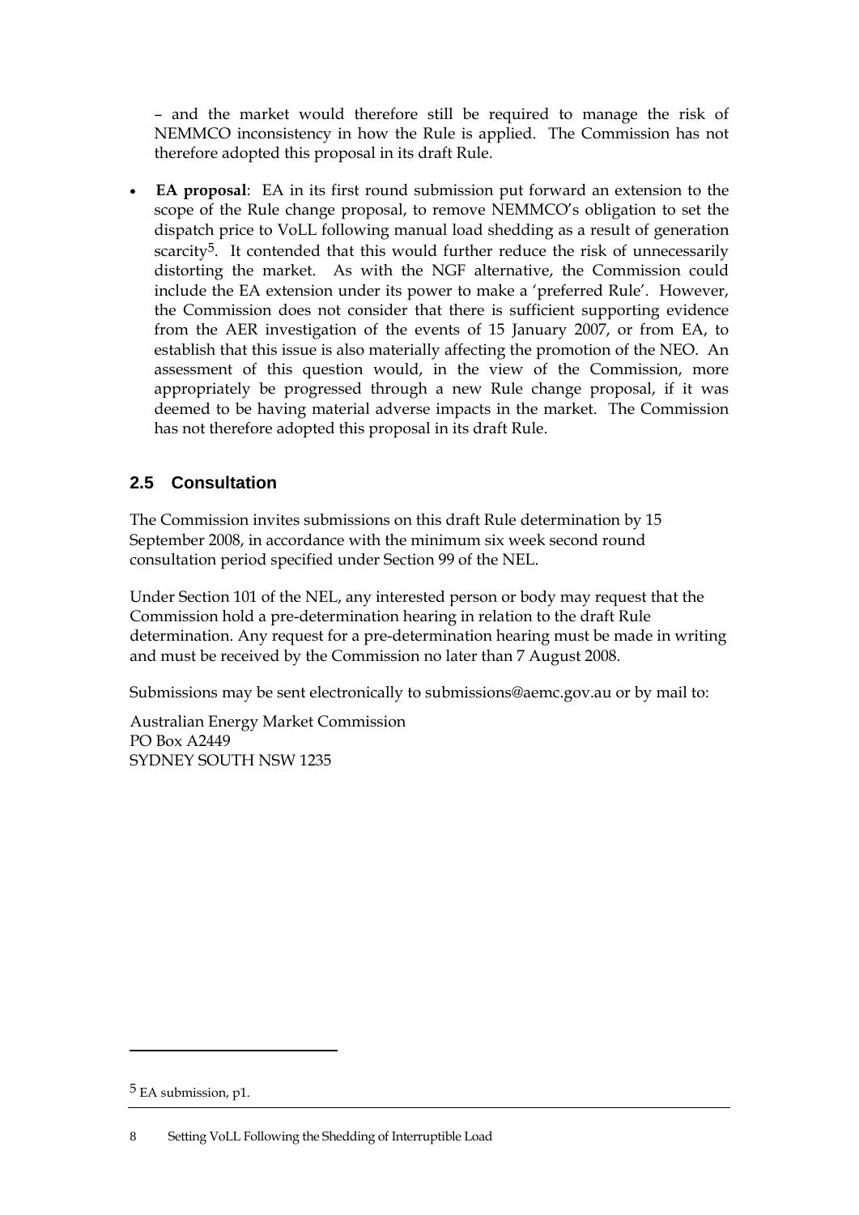– and the market would therefore still be required to manage the risk of NEMMCO inconsistency in how the Rule is applied. The Commission has not therefore adopted this proposal in its draft Rule.

- **EA proposal**: EA in its first round submission put forward an extension to the scope of the Rule change proposal, to remove NEMMCO's obligation to set the dispatch price to VoLL following manual load shedding as a result of generation scarcity[5]. It contended that this would further reduce the risk of unnecessarily distorting the market. As with the NGF alternative, the Commission could include the EA extension under its power to make a 'preferred Rule'. However, the Commission does not consider that there is sufficient supporting evidence from the AER investigation of the events of 15 January 2007, or from EA, to establish that this issue is also materially affecting the promotion of the NEO. An assessment of this question would, in the view of the Commission, more appropriately be progressed through a new Rule change proposal, if it was deemed to be having material adverse impacts in the market. The Commission has not therefore adopted this proposal in its draft Rule.

## 2.5 Consultation

The Commission invites submissions on this draft Rule determination by 15 September 2008, in accordance with the minimum six week second round consultation period specified under Section 99 of the NEL.

Under Section 101 of the NEL, any interested person or body may request that the Commission hold a pre-determination hearing in relation to the draft Rule determination. Any request for a pre-determination hearing must be made in writing and must be received by the Commission no later than 7 August 2008.

Submissions may be sent electronically to submissions@aemc.gov.au or by mail to:

Australian Energy Market Commission
PO Box A2449
SYDNEY SOUTH NSW 1235

---

[5] EA submission, p1.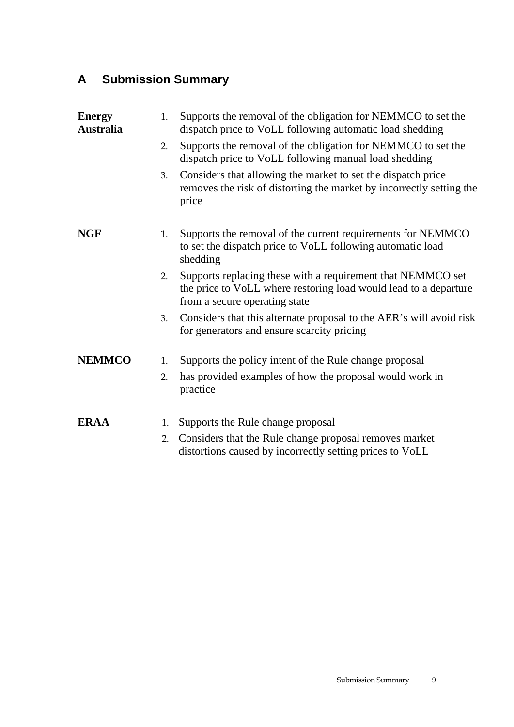# A Submission Summary

| | |
|---|---|
| **Energy Australia** | 1. Supports the removal of the obligation for NEMMCO to set the dispatch price to VoLL following automatic load shedding<br>2. Supports the removal of the obligation for NEMMCO to set the dispatch price to VoLL following manual load shedding<br>3. Considers that allowing the market to set the dispatch price removes the risk of distorting the market by incorrectly setting the price |
| **NGF** | 1. Supports the removal of the current requirements for NEMMCO to set the dispatch price to VoLL following automatic load shedding<br>2. Supports replacing these with a requirement that NEMMCO set the price to VoLL where restoring load would lead to a departure from a secure operating state<br>3. Considers that this alternate proposal to the AER's will avoid risk for generators and ensure scarcity pricing |
| **NEMMCO** | 1. Supports the policy intent of the Rule change proposal<br>2. has provided examples of how the proposal would work in practice |
| **ERAA** | 1. Supports the Rule change proposal<br>2. Considers that the Rule change proposal removes market distortions caused by incorrectly setting prices to VoLL |